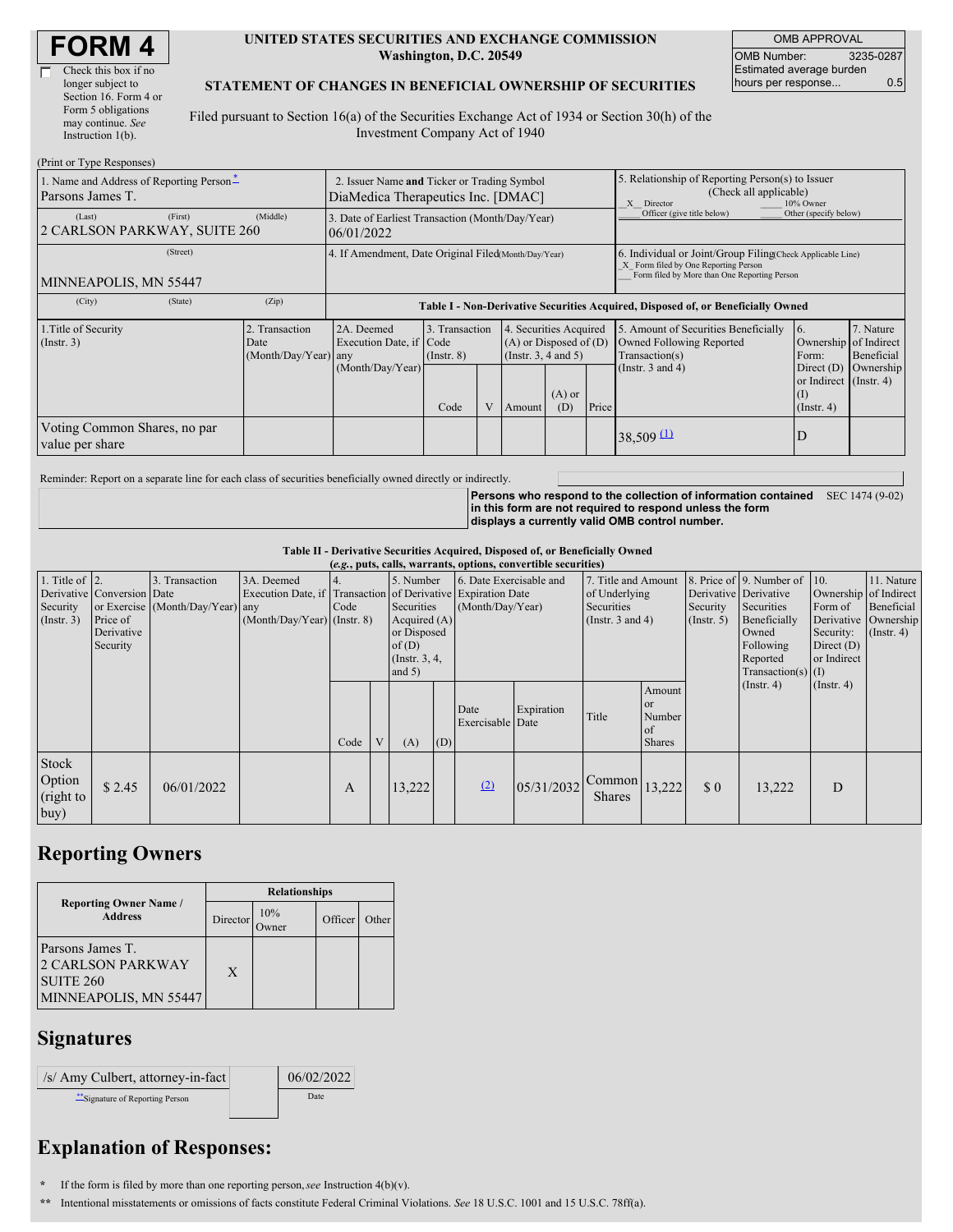# FORM 4

☐ Check this box if no longer subject to Section 16. Form 4 or Form 5 obligations may continue. *See* Instruction 1(b).

**UNITED STATES SECURITIES AND EXCHANGE COMMISSION**
**Washington, D.C. 20549**

**STATEMENT OF CHANGES IN BENEFICIAL OWNERSHIP OF SECURITIES**

Filed pursuant to Section 16(a) of the Securities Exchange Act of 1934 or Section 30(h) of the Investment Company Act of 1940

| OMB APPROVAL | |
|---|---|
| OMB Number: | 3235-0287 |
| Estimated average burden hours per response... | 0.5 |

(Print or Type Responses)

| 1. Name and Address of Reporting Person * | 2. Issuer Name and Ticker or Trading Symbol | 5. Relationship of Reporting Person(s) to Issuer (Check all applicable) |
|---|---|---|
| Parsons James T. | DiaMedica Therapeutics Inc. [DMAC] | _X_ Director ___ 10% Owner ___ Officer (give title below) ___ Other (specify below) |
| (Last) (First) (Middle) 2 CARLSON PARKWAY, SUITE 260 | 3. Date of Earliest Transaction (Month/Day/Year) 06/01/2022 | |
| (Street) MINNEAPOLIS, MN 55447 | 4. If Amendment, Date Original Filed (Month/Day/Year) | 6. Individual or Joint/Group Filing (Check Applicable Line) _X_ Form filed by One Reporting Person ___ Form filed by More than One Reporting Person |
| (City) (State) (Zip) | | |

**Table I - Non-Derivative Securities Acquired, Disposed of, or Beneficially Owned**

| 1.Title of Security (Instr. 3) | 2. Transaction Date (Month/Day/Year) | 2A. Deemed Execution Date, if any (Month/Day/Year) | 3. Transaction Code (Instr. 8) Code | V | 4. Securities Acquired (A) or Disposed of (D) (Instr. 3, 4 and 5) Amount | (A) or (D) | Price | 5. Amount of Securities Beneficially Owned Following Reported Transaction(s) (Instr. 3 and 4) | 6. Ownership Form: Direct (D) or Indirect (I) (Instr. 4) | 7. Nature of Indirect Beneficial Ownership (Instr. 4) |
|---|---|---|---|---|---|---|---|---|---|---|
| Voting Common Shares, no par value per share | | | | | | | | 38,509 (1) | D | |

Reminder: Report on a separate line for each class of securities beneficially owned directly or indirectly.

**Persons who respond to the collection of information contained in this form are not required to respond unless the form displays a currently valid OMB control number.** SEC 1474 (9-02)

**Table II - Derivative Securities Acquired, Disposed of, or Beneficially Owned**
**(*e.g.*, puts, calls, warrants, options, convertible securities)**

| 1. Title of Derivative Security (Instr. 3) | 2. Conversion or Exercise Price of Derivative Security | 3. Transaction Date (Month/Day/Year) | 3A. Deemed Execution Date, if any (Month/Day/Year) | 4. Transaction Code (Instr. 8) Code | V | 5. Number of Derivative Securities Acquired (A) or Disposed of (D) (Instr. 3, 4, and 5) (A) | (D) | 6. Date Exercisable and Expiration Date (Month/Day/Year) Date Exercisable | Expiration Date | 7. Title and Amount of Underlying Securities (Instr. 3 and 4) Title | Amount or Number of Shares | 8. Price of Derivative Security (Instr. 5) | 9. Number of Derivative Securities Beneficially Owned Following Reported Transaction(s) (Instr. 4) | 10. Ownership Form of Derivative Security: Direct (D) or Indirect (I) (Instr. 4) | 11. Nature of Indirect Beneficial Ownership (Instr. 4) |
|---|---|---|---|---|---|---|---|---|---|---|---|---|---|---|---|
| Stock Option (right to buy) | $ 2.45 | 06/01/2022 | | A | | 13,222 | | (2) | 05/31/2032 | Common Shares | 13,222 | $ 0 | 13,222 | D | |

## Reporting Owners

| Reporting Owner Name / Address | Director | 10% Owner | Officer | Other |
|---|---|---|---|---|
| Parsons James T. 2 CARLSON PARKWAY SUITE 260 MINNEAPOLIS, MN 55447 | X | | | |

## Signatures

| /s/ Amy Culbert, attorney-in-fact | 06/02/2022 |
|---|---|
| **Signature of Reporting Person | Date |

## Explanation of Responses:

\* If the form is filed by more than one reporting person, *see* Instruction 4(b)(v).

\*\* Intentional misstatements or omissions of facts constitute Federal Criminal Violations. *See* 18 U.S.C. 1001 and 15 U.S.C. 78ff(a).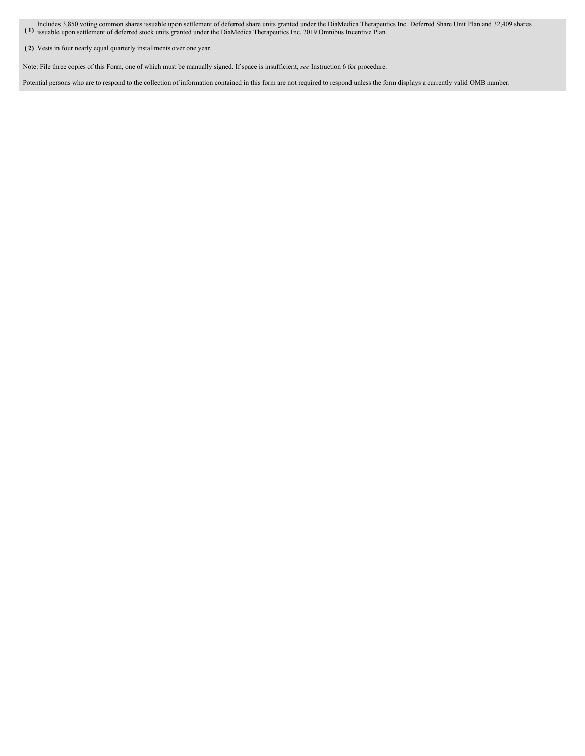(1) Includes 3,850 voting common shares issuable upon settlement of deferred share units granted under the DiaMedica Therapeutics Inc. Deferred Share Unit Plan and 32,409 shares issuable upon settlement of deferred stock units granted under the DiaMedica Therapeutics Inc. 2019 Omnibus Incentive Plan.

(2) Vests in four nearly equal quarterly installments over one year.

Note: File three copies of this Form, one of which must be manually signed. If space is insufficient, *see* Instruction 6 for procedure.

Potential persons who are to respond to the collection of information contained in this form are not required to respond unless the form displays a currently valid OMB number.